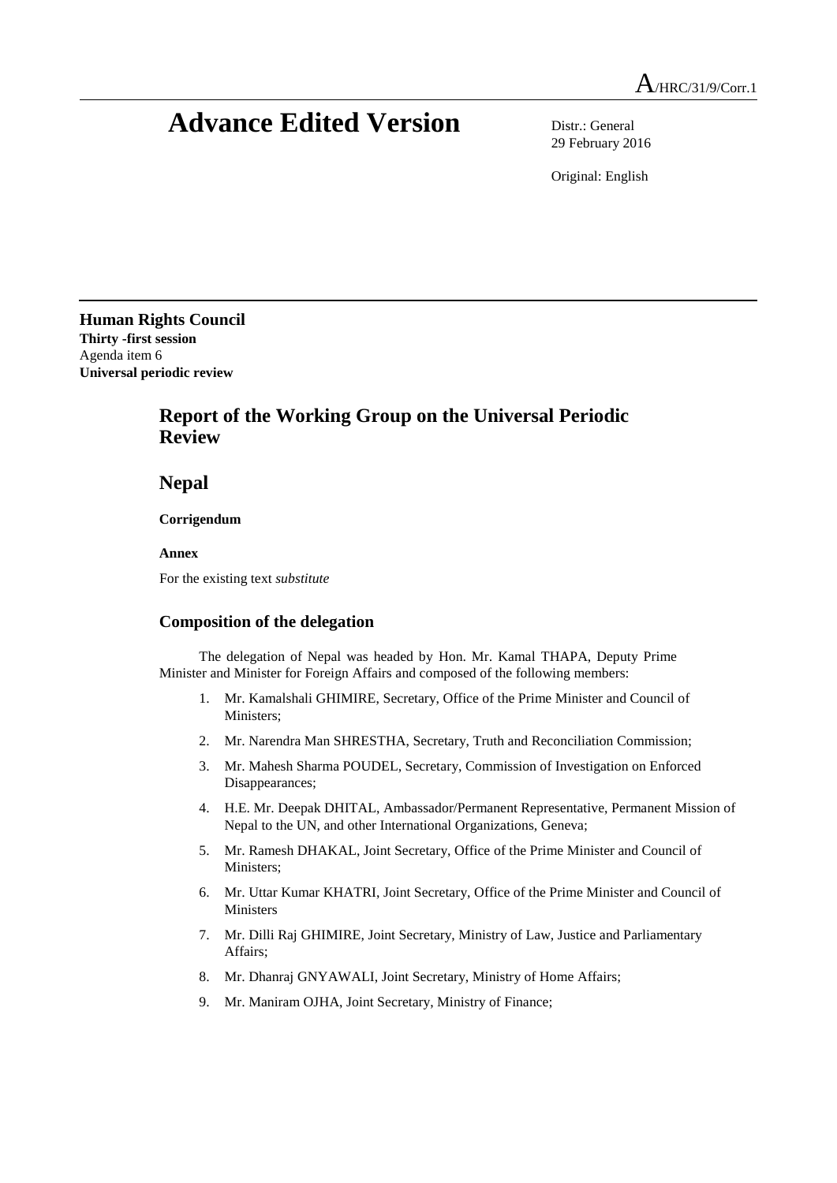A/HRC/31/9/Corr.1

# Advance Edited Version

Distr.: General
29 February 2016

Original: English

**Human Rights Council**
**Thirty -first session**
Agenda item 6
**Universal periodic review**

## Report of the Working Group on the Universal Periodic Review

## Nepal

**Corrigendum**

**Annex**

For the existing text *substitute*

### Composition of the delegation

The delegation of Nepal was headed by Hon. Mr. Kamal THAPA, Deputy Prime Minister and Minister for Foreign Affairs and composed of the following members:

1. Mr. Kamalshali GHIMIRE, Secretary, Office of the Prime Minister and Council of Ministers;
2. Mr. Narendra Man SHRESTHA, Secretary, Truth and Reconciliation Commission;
3. Mr. Mahesh Sharma POUDEL, Secretary, Commission of Investigation on Enforced Disappearances;
4. H.E. Mr. Deepak DHITAL, Ambassador/Permanent Representative, Permanent Mission of Nepal to the UN, and other International Organizations, Geneva;
5. Mr. Ramesh DHAKAL, Joint Secretary, Office of the Prime Minister and Council of Ministers;
6. Mr. Uttar Kumar KHATRI, Joint Secretary, Office of the Prime Minister and Council of Ministers
7. Mr. Dilli Raj GHIMIRE, Joint Secretary, Ministry of Law, Justice and Parliamentary Affairs;
8. Mr. Dhanraj GNYAWALI, Joint Secretary, Ministry of Home Affairs;
9. Mr. Maniram OJHA, Joint Secretary, Ministry of Finance;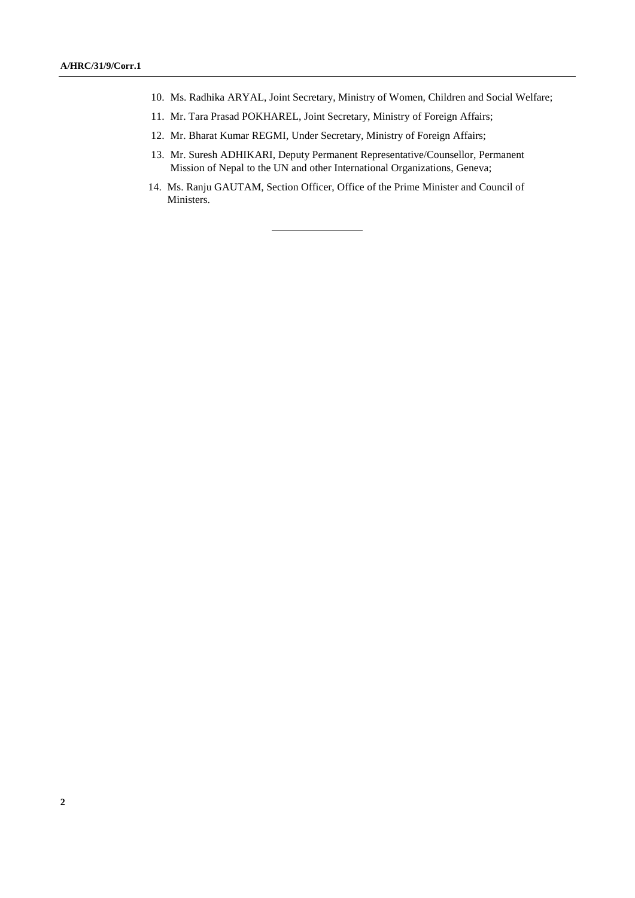10. Ms. Radhika ARYAL, Joint Secretary, Ministry of Women, Children and Social Welfare;
11. Mr. Tara Prasad POKHAREL, Joint Secretary, Ministry of Foreign Affairs;
12. Mr. Bharat Kumar REGMI, Under Secretary, Ministry of Foreign Affairs;
13. Mr. Suresh ADHIKARI, Deputy Permanent Representative/Counsellor, Permanent Mission of Nepal to the UN and other International Organizations, Geneva;
14. Ms. Ranju GAUTAM, Section Officer, Office of the Prime Minister and Council of Ministers.